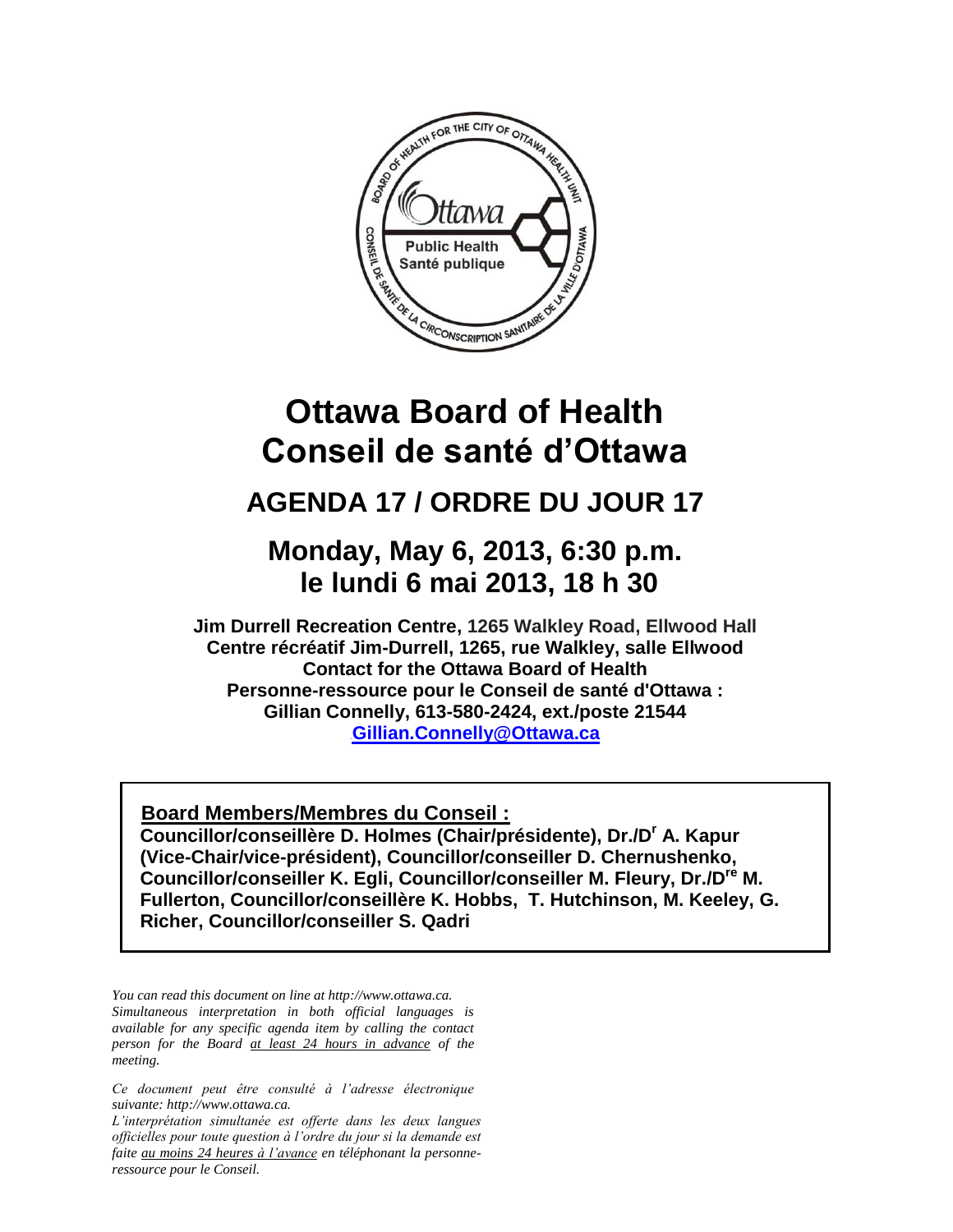# Ottawa Board of Health
# Conseil de santé d'Ottawa

## AGENDA 17 / ORDRE DU JOUR 17

## Monday, May 6, 2013, 6:30 p.m.
## le lundi 6 mai 2013, 18 h 30

**Jim Durrell Recreation Centre, 1265 Walkley Road, Ellwood Hall**
**Centre récréatif Jim-Durrell, 1265, rue Walkley, salle Ellwood**
**Contact for the Ottawa Board of Health**
**Personne-ressource pour le Conseil de santé d'Ottawa :**
**Gillian Connelly, 613-580-2424, ext./poste 21544**
**Gillian.Connelly@Ottawa.ca**

**Board Members/Membres du Conseil :**
**Councillor/conseillère D. Holmes (Chair/présidente), Dr./Dr A. Kapur (Vice-Chair/vice-président), Councillor/conseiller D. Chernushenko, Councillor/conseiller K. Egli, Councillor/conseiller M. Fleury, Dr./Dre M. Fullerton, Councillor/conseillère K. Hobbs, T. Hutchinson, M. Keeley, G. Richer, Councillor/conseiller S. Qadri**

*You can read this document on line at http://www.ottawa.ca. Simultaneous interpretation in both official languages is available for any specific agenda item by calling the contact person for the Board at least 24 hours in advance of the meeting.*

*Ce document peut être consulté à l'adresse électronique suivante: http://www.ottawa.ca. L'interprétation simultanée est offerte dans les deux langues officielles pour toute question à l'ordre du jour si la demande est faite au moins 24 heures à l'avance en téléphonant la personne-ressource pour le Conseil.*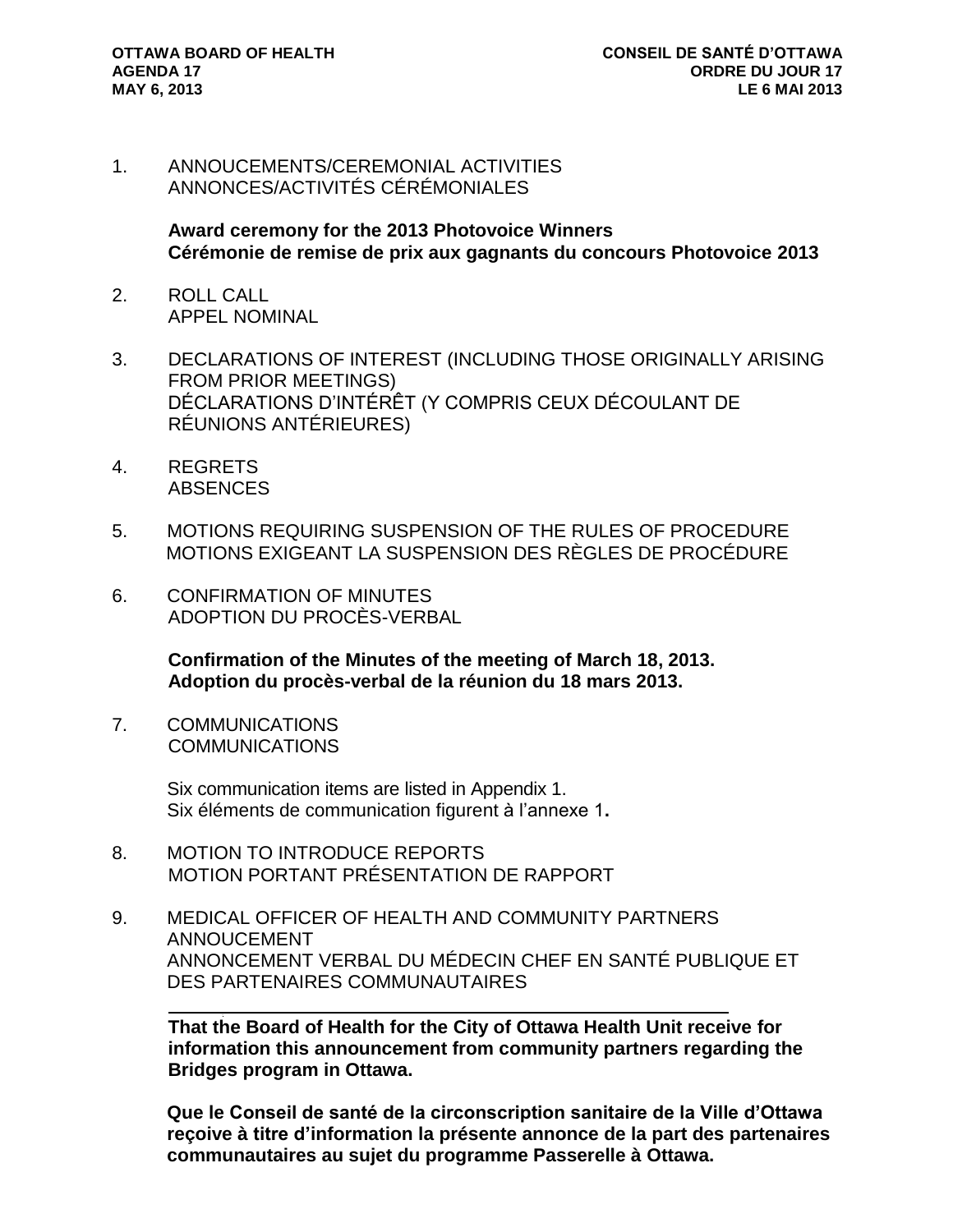1. ANNOUCEMENTS/CEREMONIAL ACTIVITIES
   ANNONCES/ACTIVITÉS CÉRÉMONIALES

   **Award ceremony for the 2013 Photovoice Winners**
   **Cérémonie de remise de prix aux gagnants du concours Photovoice 2013**

2. ROLL CALL
   APPEL NOMINAL

3. DECLARATIONS OF INTEREST (INCLUDING THOSE ORIGINALLY ARISING FROM PRIOR MEETINGS)
   DÉCLARATIONS D'INTÉRÊT (Y COMPRIS CEUX DÉCOULANT DE RÉUNIONS ANTÉRIEURES)

4. REGRETS
   ABSENCES

5. MOTIONS REQUIRING SUSPENSION OF THE RULES OF PROCEDURE
   MOTIONS EXIGEANT LA SUSPENSION DES RÈGLES DE PROCÉDURE

6. CONFIRMATION OF MINUTES
   ADOPTION DU PROCÈS-VERBAL

   **Confirmation of the Minutes of the meeting of March 18, 2013.**
   **Adoption du procès-verbal de la réunion du 18 mars 2013.**

7. COMMUNICATIONS
   COMMUNICATIONS

   Six communication items are listed in Appendix 1.
   Six éléments de communication figurent à l'annexe 1**.**

8. MOTION TO INTRODUCE REPORTS
   MOTION PORTANT PRÉSENTATION DE RAPPORT

9. MEDICAL OFFICER OF HEALTH AND COMMUNITY PARTNERS ANNOUCEMENT
   ANNONCEMENT VERBAL DU MÉDECIN CHEF EN SANTÉ PUBLIQUE ET DES PARTENAIRES COMMUNAUTAIRES

   ---

   **That the Board of Health for the City of Ottawa Health Unit receive for information this announcement from community partners regarding the Bridges program in Ottawa.**

   **Que le Conseil de santé de la circonscription sanitaire de la Ville d'Ottawa reçoive à titre d'information la présente annonce de la part des partenaires communautaires au sujet du programme Passerelle à Ottawa.**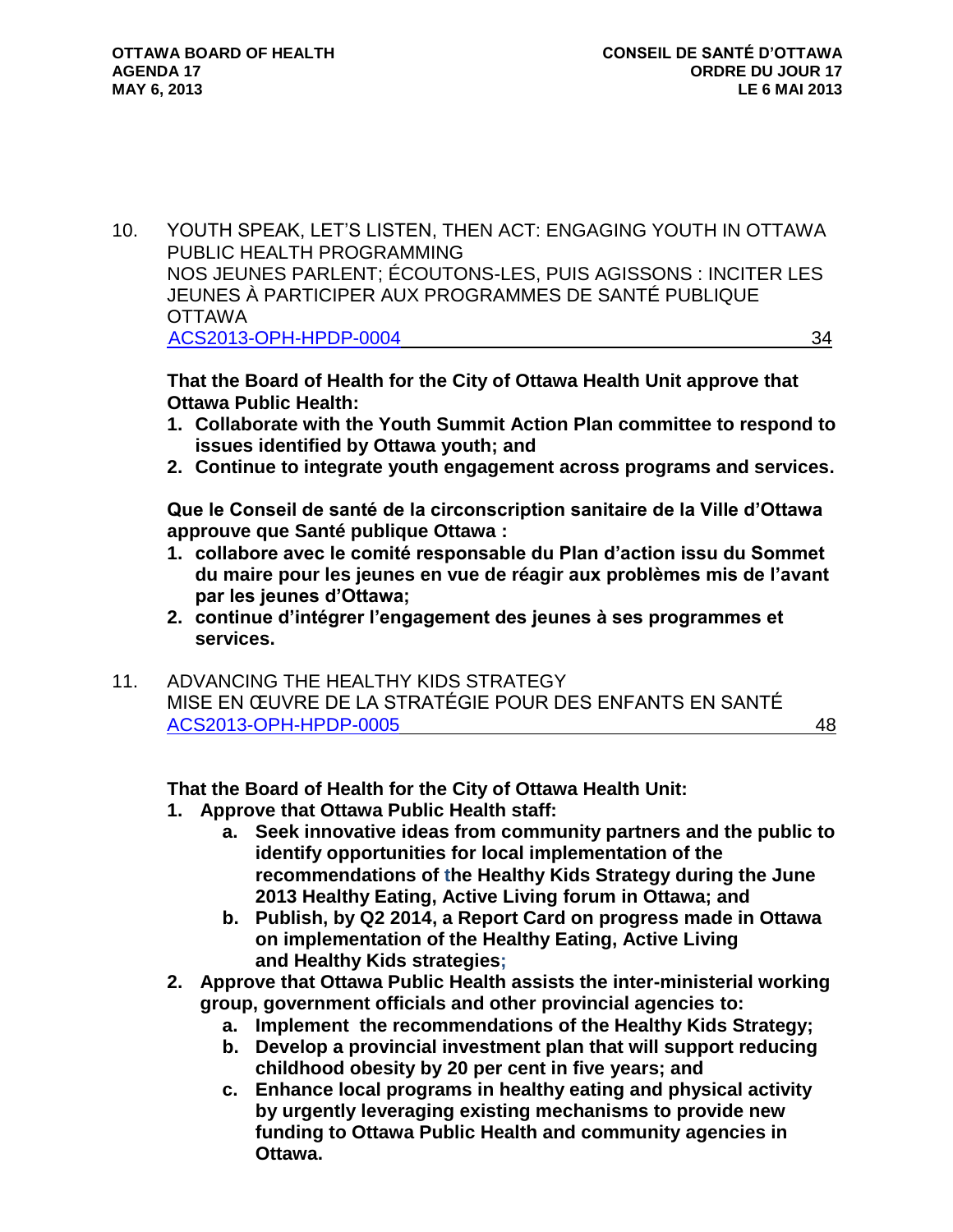10. YOUTH SPEAK, LET'S LISTEN, THEN ACT: ENGAGING YOUTH IN OTTAWA PUBLIC HEALTH PROGRAMMING
    NOS JEUNES PARLENT; ÉCOUTONS-LES, PUIS AGISSONS : INCITER LES JEUNES À PARTICIPER AUX PROGRAMMES DE SANTÉ PUBLIQUE OTTAWA
    ACS2013-OPH-HPDP-0004 34

    **That the Board of Health for the City of Ottawa Health Unit approve that Ottawa Public Health:**

    1. **Collaborate with the Youth Summit Action Plan committee to respond to issues identified by Ottawa youth; and**
    2. **Continue to integrate youth engagement across programs and services.**

    **Que le Conseil de santé de la circonscription sanitaire de la Ville d'Ottawa approuve que Santé publique Ottawa :**

    1. **collabore avec le comité responsable du Plan d'action issu du Sommet du maire pour les jeunes en vue de réagir aux problèmes mis de l'avant par les jeunes d'Ottawa;**
    2. **continue d'intégrer l'engagement des jeunes à ses programmes et services.**

11. ADVANCING THE HEALTHY KIDS STRATEGY
    MISE EN ŒUVRE DE LA STRATÉGIE POUR DES ENFANTS EN SANTÉ
    ACS2013-OPH-HPDP-0005 48

    **That the Board of Health for the City of Ottawa Health Unit:**

    1. **Approve that Ottawa Public Health staff:**
       a. **Seek innovative ideas from community partners and the public to identify opportunities for local implementation of the recommendations of the Healthy Kids Strategy during the June 2013 Healthy Eating, Active Living forum in Ottawa; and**
       b. **Publish, by Q2 2014, a Report Card on progress made in Ottawa on implementation of the Healthy Eating, Active Living and Healthy Kids strategies;**
    2. **Approve that Ottawa Public Health assists the inter-ministerial working group, government officials and other provincial agencies to:**
       a. **Implement the recommendations of the Healthy Kids Strategy;**
       b. **Develop a provincial investment plan that will support reducing childhood obesity by 20 per cent in five years; and**
       c. **Enhance local programs in healthy eating and physical activity by urgently leveraging existing mechanisms to provide new funding to Ottawa Public Health and community agencies in Ottawa.**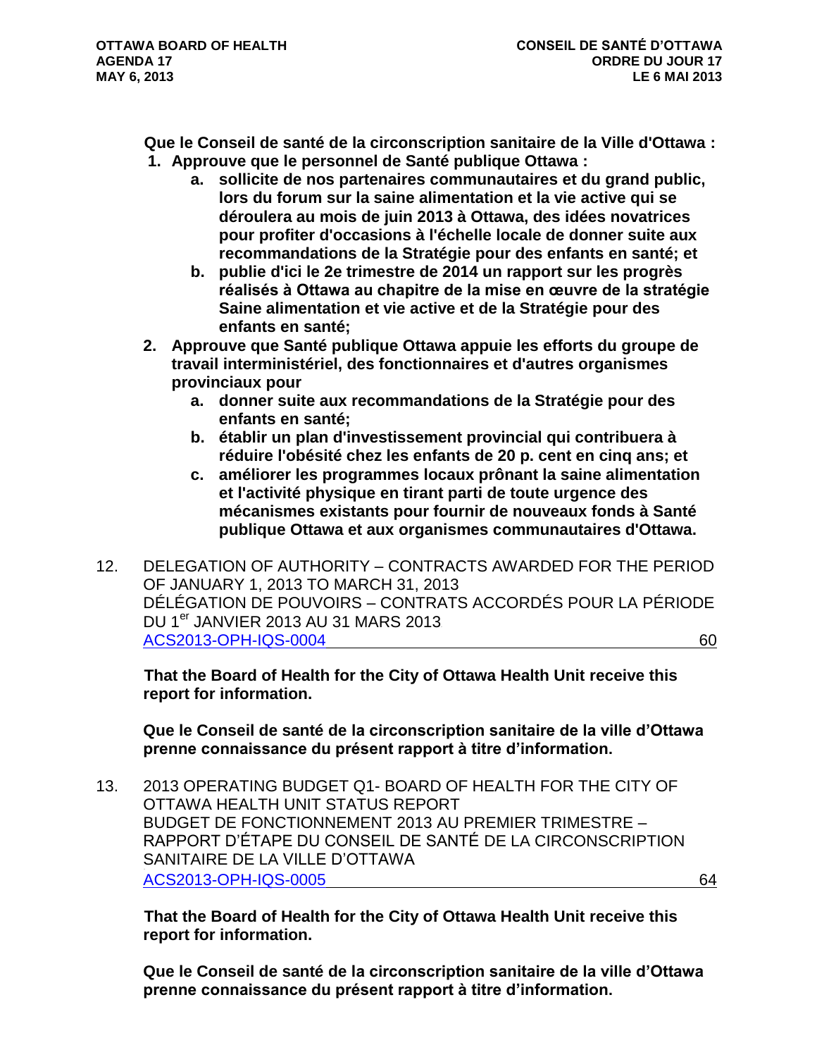**Que le Conseil de santé de la circonscription sanitaire de la Ville d'Ottawa :**

1. **Approuve que le personnel de Santé publique Ottawa :**
    a. **sollicite de nos partenaires communautaires et du grand public, lors du forum sur la saine alimentation et la vie active qui se déroulera au mois de juin 2013 à Ottawa, des idées novatrices pour profiter d'occasions à l'échelle locale de donner suite aux recommandations de la Stratégie pour des enfants en santé; et**
    b. **publie d'ici le 2e trimestre de 2014 un rapport sur les progrès réalisés à Ottawa au chapitre de la mise en œuvre de la stratégie Saine alimentation et vie active et de la Stratégie pour des enfants en santé;**
2. **Approuve que Santé publique Ottawa appuie les efforts du groupe de travail interministériel, des fonctionnaires et d'autres organismes provinciaux pour**
    a. **donner suite aux recommandations de la Stratégie pour des enfants en santé;**
    b. **établir un plan d'investissement provincial qui contribuera à réduire l'obésité chez les enfants de 20 p. cent en cinq ans; et**
    c. **améliorer les programmes locaux prônant la saine alimentation et l'activité physique en tirant parti de toute urgence des mécanismes existants pour fournir de nouveaux fonds à Santé publique Ottawa et aux organismes communautaires d'Ottawa.**

12. DELEGATION OF AUTHORITY – CONTRACTS AWARDED FOR THE PERIOD OF JANUARY 1, 2013 TO MARCH 31, 2013
DÉLÉGATION DE POUVOIRS – CONTRATS ACCORDÉS POUR LA PÉRIODE DU 1er JANVIER 2013 AU 31 MARS 2013
ACS2013-OPH-IQS-0004 60

**That the Board of Health for the City of Ottawa Health Unit receive this report for information.**

**Que le Conseil de santé de la circonscription sanitaire de la ville d'Ottawa prenne connaissance du présent rapport à titre d'information.**

13. 2013 OPERATING BUDGET Q1- BOARD OF HEALTH FOR THE CITY OF OTTAWA HEALTH UNIT STATUS REPORT
BUDGET DE FONCTIONNEMENT 2013 AU PREMIER TRIMESTRE – RAPPORT D'ÉTAPE DU CONSEIL DE SANTÉ DE LA CIRCONSCRIPTION SANITAIRE DE LA VILLE D'OTTAWA
ACS2013-OPH-IQS-0005 64

**That the Board of Health for the City of Ottawa Health Unit receive this report for information.**

**Que le Conseil de santé de la circonscription sanitaire de la ville d'Ottawa prenne connaissance du présent rapport à titre d'information.**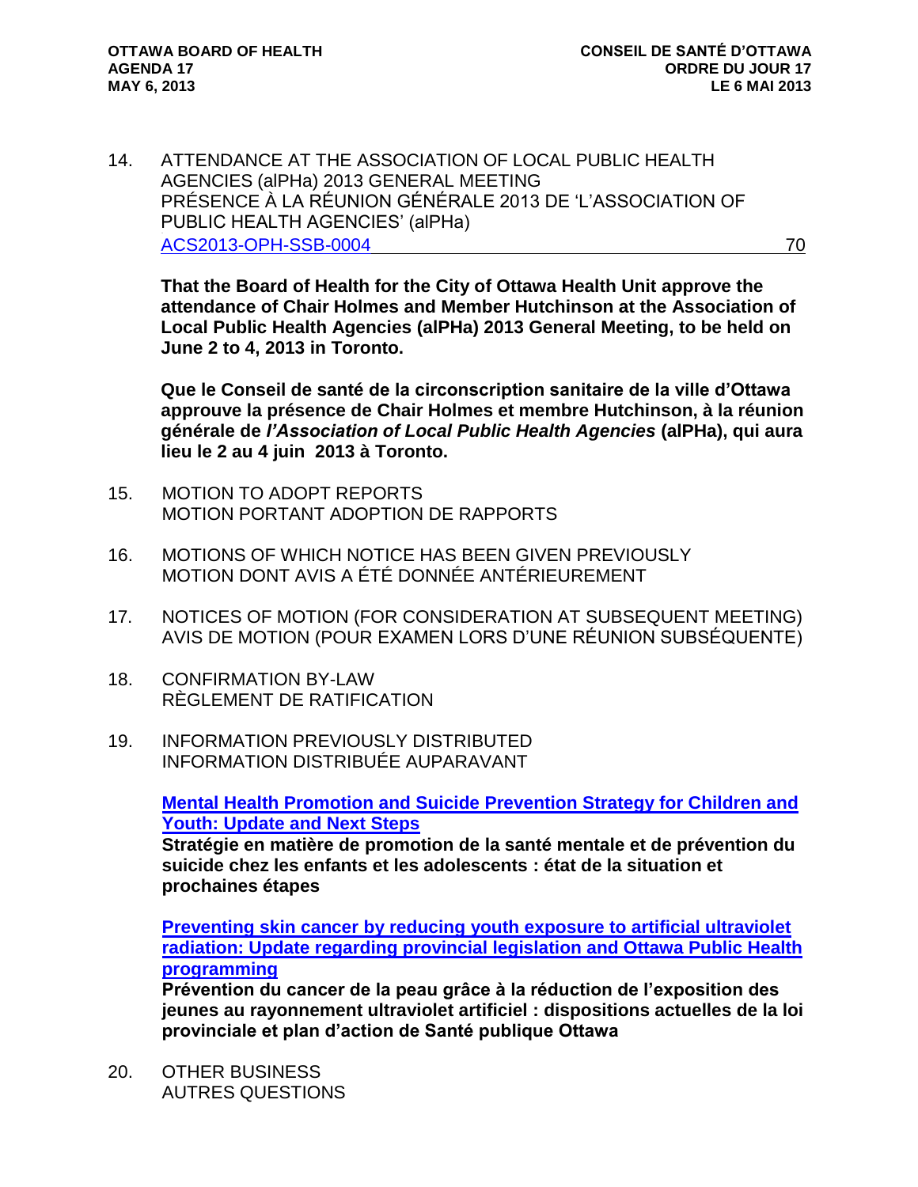14. ATTENDANCE AT THE ASSOCIATION OF LOCAL PUBLIC HEALTH AGENCIES (alPHa) 2013 GENERAL MEETING
    PRÉSENCE À LA RÉUNION GÉNÉRALE 2013 DE 'L'ASSOCIATION OF PUBLIC HEALTH AGENCIES' (alPHa)
    ACS2013-OPH-SSB-0004 70

    **That the Board of Health for the City of Ottawa Health Unit approve the attendance of Chair Holmes and Member Hutchinson at the Association of Local Public Health Agencies (alPHa) 2013 General Meeting, to be held on June 2 to 4, 2013 in Toronto.**

    **Que le Conseil de santé de la circonscription sanitaire de la ville d'Ottawa approuve la présence de Chair Holmes et membre Hutchinson, à la réunion générale de *l'Association of Local Public Health Agencies* (alPHa), qui aura lieu le 2 au 4 juin 2013 à Toronto.**

15. MOTION TO ADOPT REPORTS
    MOTION PORTANT ADOPTION DE RAPPORTS

16. MOTIONS OF WHICH NOTICE HAS BEEN GIVEN PREVIOUSLY
    MOTION DONT AVIS A ÉTÉ DONNÉE ANTÉRIEUREMENT

17. NOTICES OF MOTION (FOR CONSIDERATION AT SUBSEQUENT MEETING)
    AVIS DE MOTION (POUR EXAMEN LORS D'UNE RÉUNION SUBSÉQUENTE)

18. CONFIRMATION BY-LAW
    RÈGLEMENT DE RATIFICATION

19. INFORMATION PREVIOUSLY DISTRIBUTED
    INFORMATION DISTRIBUÉE AUPARAVANT

    **Mental Health Promotion and Suicide Prevention Strategy for Children and Youth: Update and Next Steps**
    **Stratégie en matière de promotion de la santé mentale et de prévention du suicide chez les enfants et les adolescents : état de la situation et prochaines étapes**

    **Preventing skin cancer by reducing youth exposure to artificial ultraviolet radiation: Update regarding provincial legislation and Ottawa Public Health programming**
    **Prévention du cancer de la peau grâce à la réduction de l'exposition des jeunes au rayonnement ultraviolet artificiel : dispositions actuelles de la loi provinciale et plan d'action de Santé publique Ottawa**

20. OTHER BUSINESS
    AUTRES QUESTIONS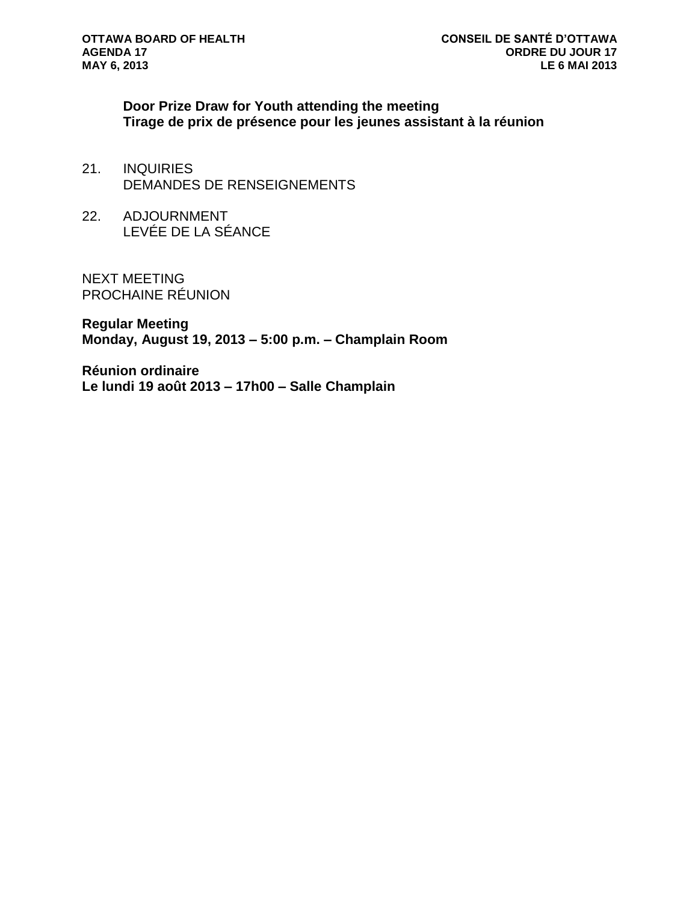**Door Prize Draw for Youth attending the meeting**
**Tirage de prix de présence pour les jeunes assistant à la réunion**

21. INQUIRIES
    DEMANDES DE RENSEIGNEMENTS

22. ADJOURNMENT
    LEVÉE DE LA SÉANCE

NEXT MEETING
PROCHAINE RÉUNION

**Regular Meeting**
**Monday, August 19, 2013 – 5:00 p.m. – Champlain Room**

**Réunion ordinaire**
**Le lundi 19 août 2013 – 17h00 – Salle Champlain**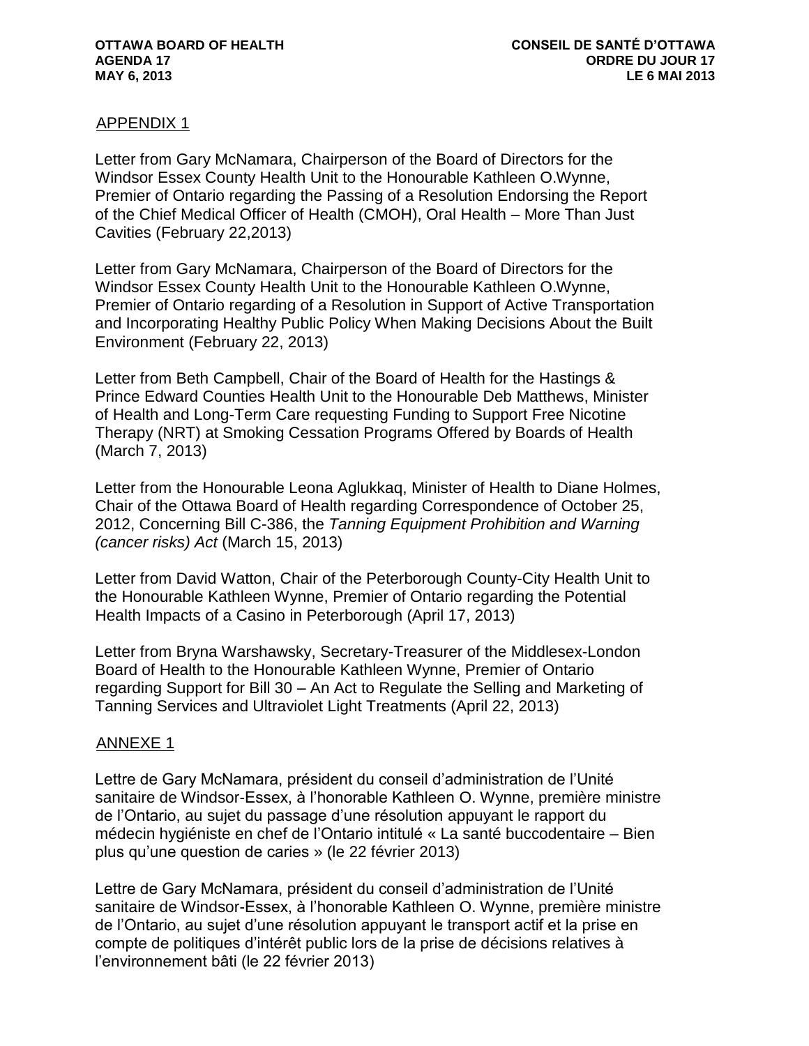APPENDIX 1

Letter from Gary McNamara, Chairperson of the Board of Directors for the Windsor Essex County Health Unit to the Honourable Kathleen O.Wynne, Premier of Ontario regarding the Passing of a Resolution Endorsing the Report of the Chief Medical Officer of Health (CMOH), Oral Health – More Than Just Cavities (February 22,2013)

Letter from Gary McNamara, Chairperson of the Board of Directors for the Windsor Essex County Health Unit to the Honourable Kathleen O.Wynne, Premier of Ontario regarding of a Resolution in Support of Active Transportation and Incorporating Healthy Public Policy When Making Decisions About the Built Environment (February 22, 2013)

Letter from Beth Campbell, Chair of the Board of Health for the Hastings & Prince Edward Counties Health Unit to the Honourable Deb Matthews, Minister of Health and Long-Term Care requesting Funding to Support Free Nicotine Therapy (NRT) at Smoking Cessation Programs Offered by Boards of Health (March 7, 2013)

Letter from the Honourable Leona Aglukkaq, Minister of Health to Diane Holmes, Chair of the Ottawa Board of Health regarding Correspondence of October 25, 2012, Concerning Bill C-386, the *Tanning Equipment Prohibition and Warning (cancer risks) Act* (March 15, 2013)

Letter from David Watton, Chair of the Peterborough County-City Health Unit to the Honourable Kathleen Wynne, Premier of Ontario regarding the Potential Health Impacts of a Casino in Peterborough (April 17, 2013)

Letter from Bryna Warshawsky, Secretary-Treasurer of the Middlesex-London Board of Health to the Honourable Kathleen Wynne, Premier of Ontario regarding Support for Bill 30 – An Act to Regulate the Selling and Marketing of Tanning Services and Ultraviolet Light Treatments (April 22, 2013)

ANNEXE 1

Lettre de Gary McNamara, président du conseil d'administration de l'Unité sanitaire de Windsor-Essex, à l'honorable Kathleen O. Wynne, première ministre de l'Ontario, au sujet du passage d'une résolution appuyant le rapport du médecin hygiéniste en chef de l'Ontario intitulé « La santé buccodentaire – Bien plus qu'une question de caries » (le 22 février 2013)

Lettre de Gary McNamara, président du conseil d'administration de l'Unité sanitaire de Windsor-Essex, à l'honorable Kathleen O. Wynne, première ministre de l'Ontario, au sujet d'une résolution appuyant le transport actif et la prise en compte de politiques d'intérêt public lors de la prise de décisions relatives à l'environnement bâti (le 22 février 2013)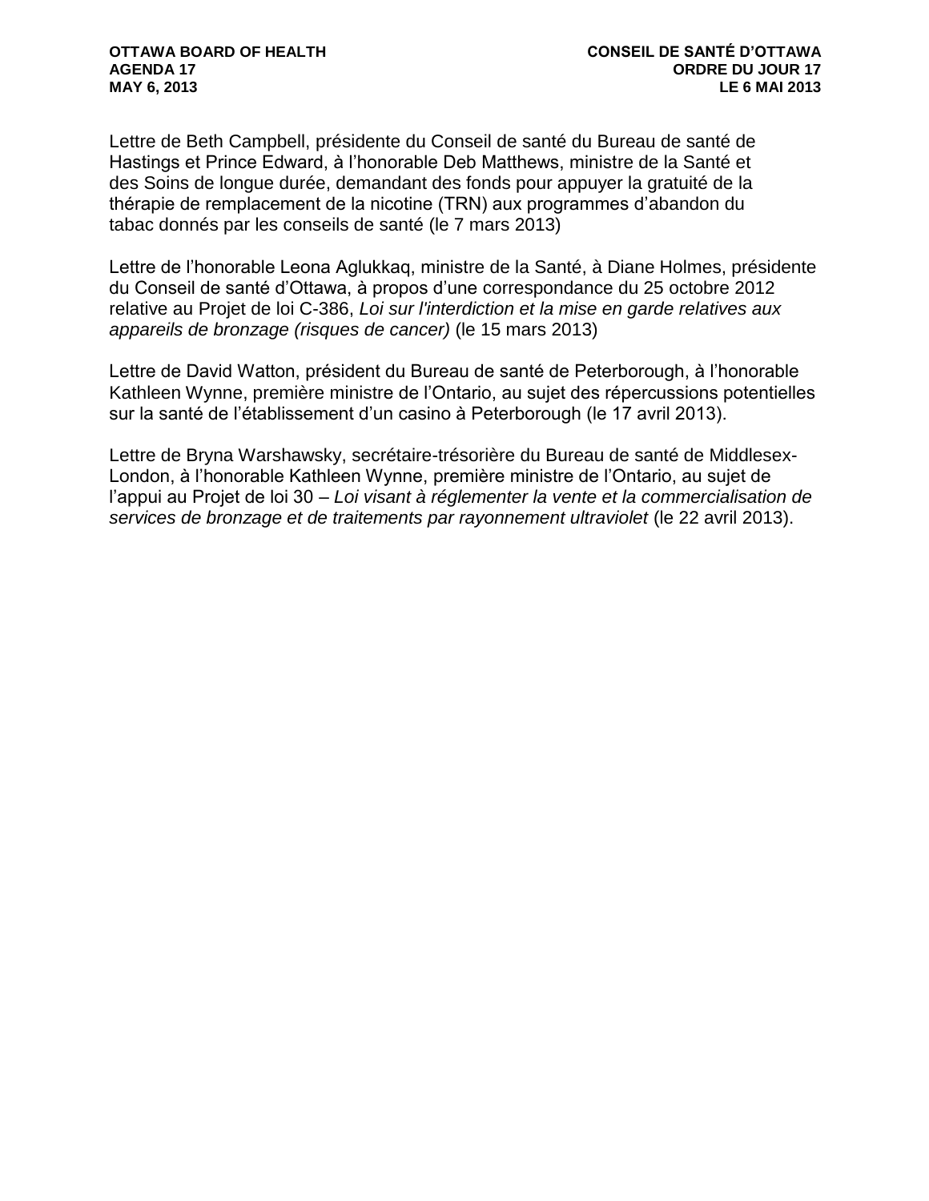Lettre de Beth Campbell, présidente du Conseil de santé du Bureau de santé de Hastings et Prince Edward, à l'honorable Deb Matthews, ministre de la Santé et des Soins de longue durée, demandant des fonds pour appuyer la gratuité de la thérapie de remplacement de la nicotine (TRN) aux programmes d'abandon du tabac donnés par les conseils de santé (le 7 mars 2013)

Lettre de l'honorable Leona Aglukkaq, ministre de la Santé, à Diane Holmes, présidente du Conseil de santé d'Ottawa, à propos d'une correspondance du 25 octobre 2012 relative au Projet de loi C-386, *Loi sur l'interdiction et la mise en garde relatives aux appareils de bronzage (risques de cancer)* (le 15 mars 2013)

Lettre de David Watton, président du Bureau de santé de Peterborough, à l'honorable Kathleen Wynne, première ministre de l'Ontario, au sujet des répercussions potentielles sur la santé de l'établissement d'un casino à Peterborough (le 17 avril 2013).

Lettre de Bryna Warshawsky, secrétaire-trésorière du Bureau de santé de Middlesex-London, à l'honorable Kathleen Wynne, première ministre de l'Ontario, au sujet de l'appui au Projet de loi 30 – *Loi visant à réglementer la vente et la commercialisation de services de bronzage et de traitements par rayonnement ultraviolet* (le 22 avril 2013).